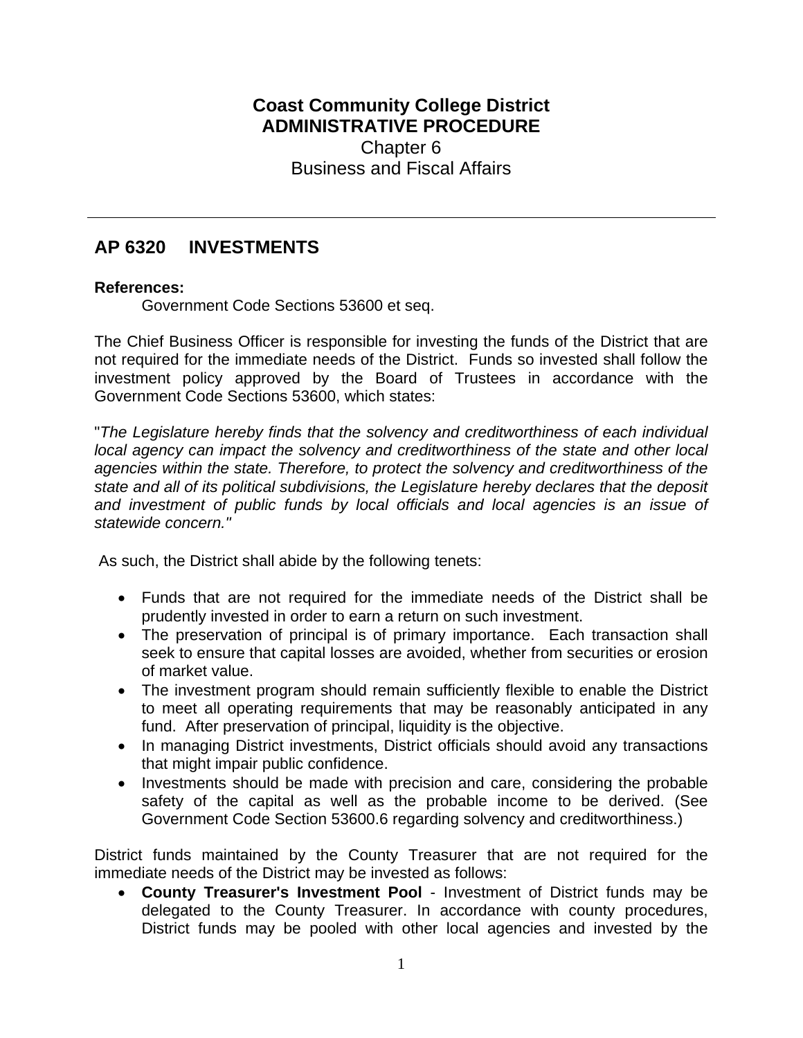**Coast Community College District**
**ADMINISTRATIVE PROCEDURE**
Chapter 6
Business and Fiscal Affairs

---

## AP 6320 INVESTMENTS

**References:**

Government Code Sections 53600 et seq.

The Chief Business Officer is responsible for investing the funds of the District that are not required for the immediate needs of the District. Funds so invested shall follow the investment policy approved by the Board of Trustees in accordance with the Government Code Sections 53600, which states:

"*The Legislature hereby finds that the solvency and creditworthiness of each individual local agency can impact the solvency and creditworthiness of the state and other local agencies within the state. Therefore, to protect the solvency and creditworthiness of the state and all of its political subdivisions, the Legislature hereby declares that the deposit and investment of public funds by local officials and local agencies is an issue of statewide concern."*

As such, the District shall abide by the following tenets:

- Funds that are not required for the immediate needs of the District shall be prudently invested in order to earn a return on such investment.
- The preservation of principal is of primary importance. Each transaction shall seek to ensure that capital losses are avoided, whether from securities or erosion of market value.
- The investment program should remain sufficiently flexible to enable the District to meet all operating requirements that may be reasonably anticipated in any fund. After preservation of principal, liquidity is the objective.
- In managing District investments, District officials should avoid any transactions that might impair public confidence.
- Investments should be made with precision and care, considering the probable safety of the capital as well as the probable income to be derived. (See Government Code Section 53600.6 regarding solvency and creditworthiness.)

District funds maintained by the County Treasurer that are not required for the immediate needs of the District may be invested as follows:

- **County Treasurer's Investment Pool** - Investment of District funds may be delegated to the County Treasurer. In accordance with county procedures, District funds may be pooled with other local agencies and invested by the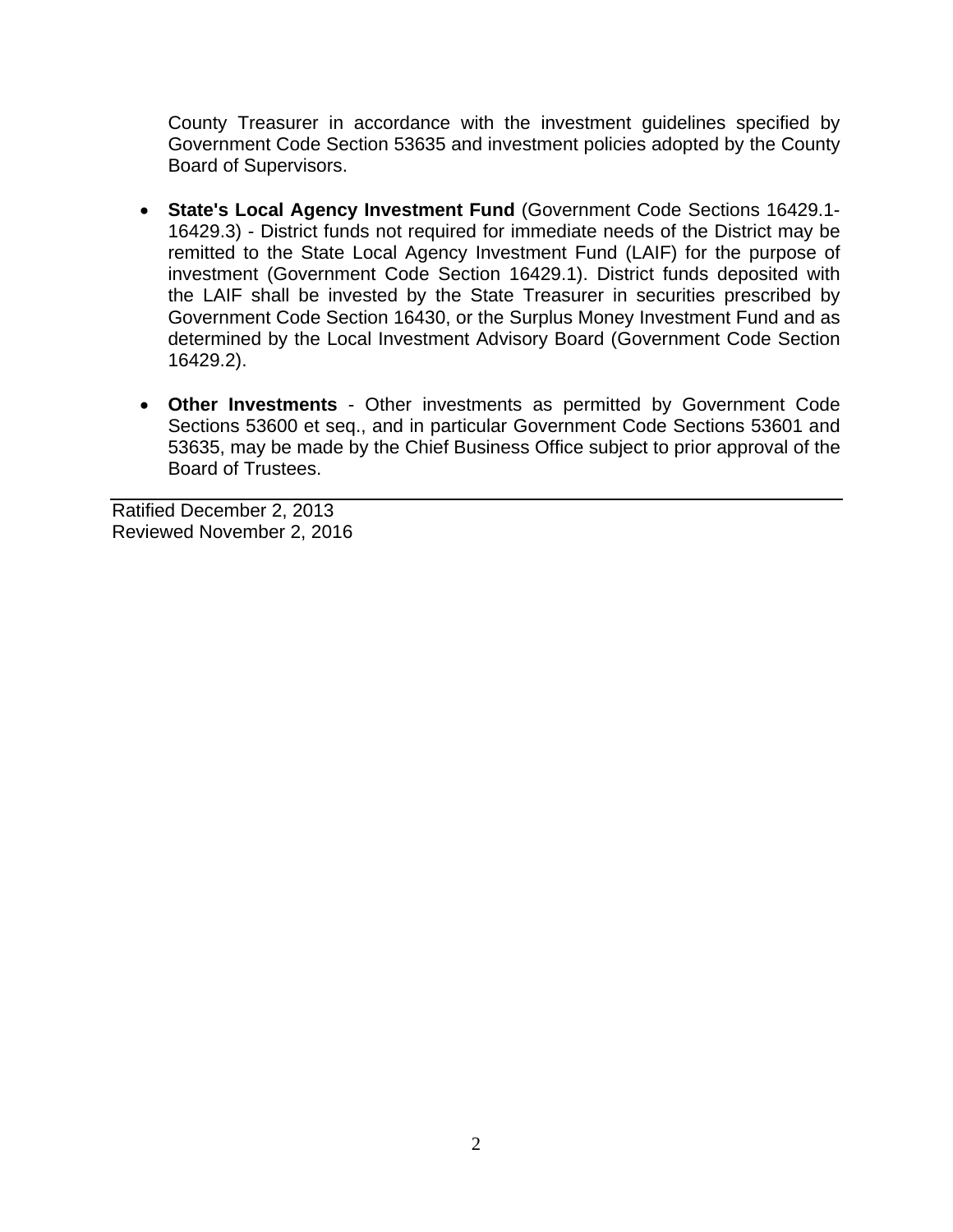County Treasurer in accordance with the investment guidelines specified by Government Code Section 53635 and investment policies adopted by the County Board of Supervisors.

- **State's Local Agency Investment Fund** (Government Code Sections 16429.1-16429.3) - District funds not required for immediate needs of the District may be remitted to the State Local Agency Investment Fund (LAIF) for the purpose of investment (Government Code Section 16429.1). District funds deposited with the LAIF shall be invested by the State Treasurer in securities prescribed by Government Code Section 16430, or the Surplus Money Investment Fund and as determined by the Local Investment Advisory Board (Government Code Section 16429.2).

- **Other Investments** - Other investments as permitted by Government Code Sections 53600 et seq., and in particular Government Code Sections 53601 and 53635, may be made by the Chief Business Office subject to prior approval of the Board of Trustees.

---

Ratified December 2, 2013
Reviewed November 2, 2016